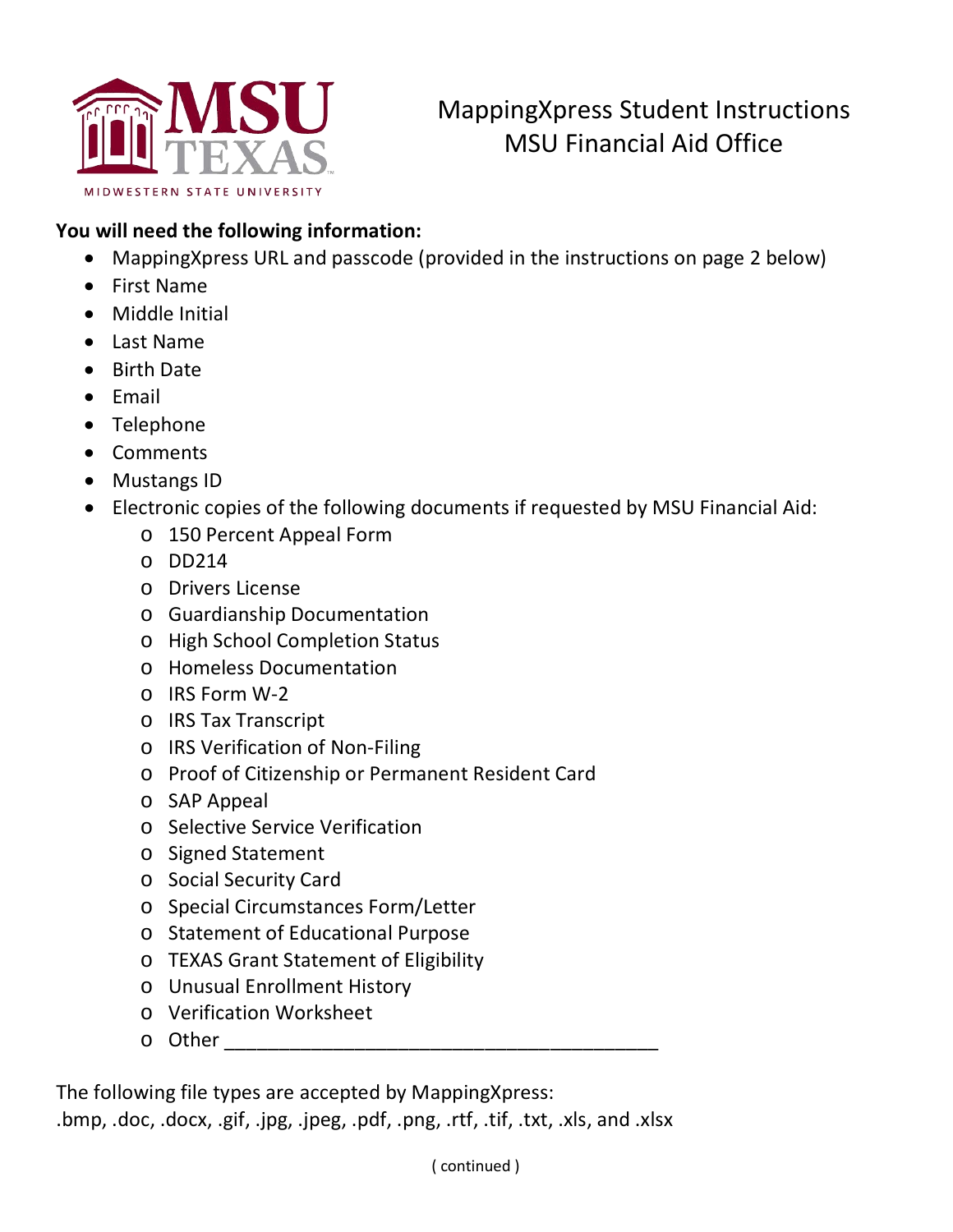MSU TEXAS

MIDWESTERN STATE UNIVERSITY

# MappingXpress Student Instructions
# MSU Financial Aid Office

**You will need the following information:**

- MappingXpress URL and passcode (provided in the instructions on page 2 below)
- First Name
- Middle Initial
- Last Name
- Birth Date
- Email
- Telephone
- Comments
- Mustangs ID
- Electronic copies of the following documents if requested by MSU Financial Aid:
  - 150 Percent Appeal Form
  - DD214
  - Drivers License
  - Guardianship Documentation
  - High School Completion Status
  - Homeless Documentation
  - IRS Form W-2
  - IRS Tax Transcript
  - IRS Verification of Non-Filing
  - Proof of Citizenship or Permanent Resident Card
  - SAP Appeal
  - Selective Service Verification
  - Signed Statement
  - Social Security Card
  - Special Circumstances Form/Letter
  - Statement of Educational Purpose
  - TEXAS Grant Statement of Eligibility
  - Unusual Enrollment History
  - Verification Worksheet
  - Other ________________________________________

The following file types are accepted by MappingXpress:
.bmp, .doc, .docx, .gif, .jpg, .jpeg, .pdf, .png, .rtf, .tif, .txt, .xls, and .xlsx

( continued )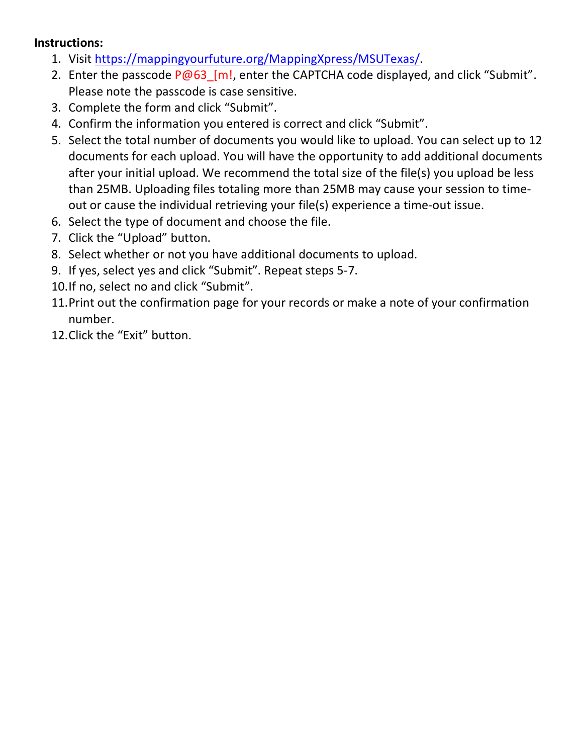**Instructions:**

1. Visit https://mappingyourfuture.org/MappingXpress/MSUTexas/.
2. Enter the passcode P@63_[m!, enter the CAPTCHA code displayed, and click "Submit". Please note the passcode is case sensitive.
3. Complete the form and click "Submit".
4. Confirm the information you entered is correct and click "Submit".
5. Select the total number of documents you would like to upload. You can select up to 12 documents for each upload. You will have the opportunity to add additional documents after your initial upload. We recommend the total size of the file(s) you upload be less than 25MB. Uploading files totaling more than 25MB may cause your session to time-out or cause the individual retrieving your file(s) experience a time-out issue.
6. Select the type of document and choose the file.
7. Click the "Upload" button.
8. Select whether or not you have additional documents to upload.
9. If yes, select yes and click "Submit". Repeat steps 5-7.
10. If no, select no and click "Submit".
11. Print out the confirmation page for your records or make a note of your confirmation number.
12. Click the "Exit" button.